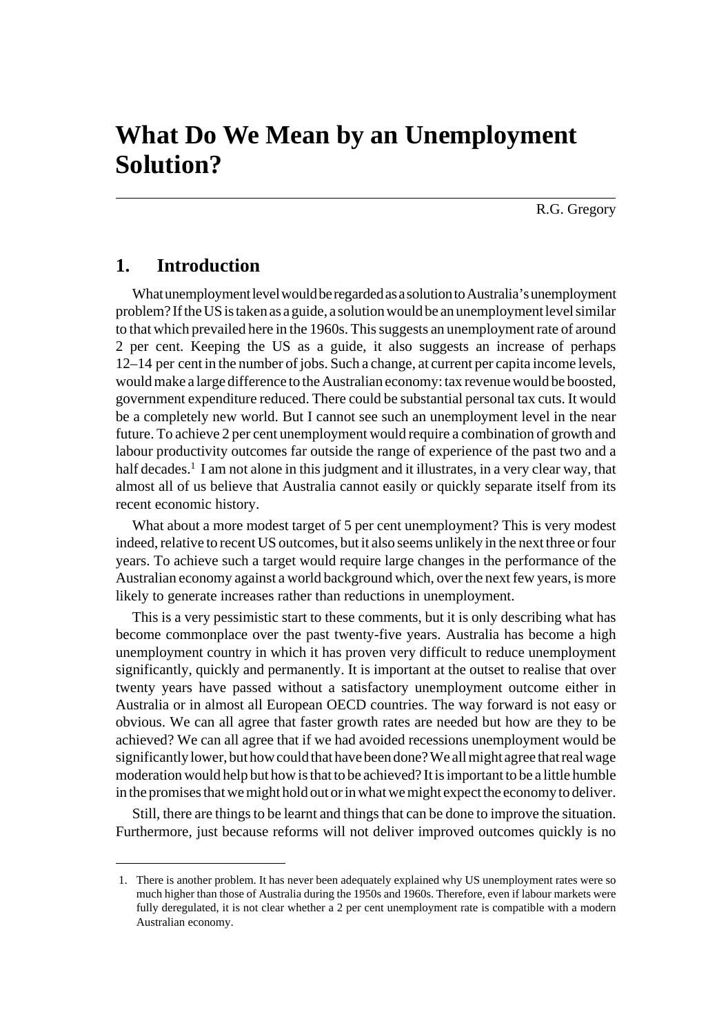# What Do We Mean by an Unemployment Solution?

R.G. Gregory

## 1. Introduction

What unemployment level would be regarded as a solution to Australia's unemployment problem? If the US is taken as a guide, a solution would be an unemployment level similar to that which prevailed here in the 1960s. This suggests an unemployment rate of around 2 per cent. Keeping the US as a guide, it also suggests an increase of perhaps 12–14 per cent in the number of jobs. Such a change, at current per capita income levels, would make a large difference to the Australian economy: tax revenue would be boosted, government expenditure reduced. There could be substantial personal tax cuts. It would be a completely new world. But I cannot see such an unemployment level in the near future. To achieve 2 per cent unemployment would require a combination of growth and labour productivity outcomes far outside the range of experience of the past two and a half decades.[1] I am not alone in this judgment and it illustrates, in a very clear way, that almost all of us believe that Australia cannot easily or quickly separate itself from its recent economic history.

What about a more modest target of 5 per cent unemployment? This is very modest indeed, relative to recent US outcomes, but it also seems unlikely in the next three or four years. To achieve such a target would require large changes in the performance of the Australian economy against a world background which, over the next few years, is more likely to generate increases rather than reductions in unemployment.

This is a very pessimistic start to these comments, but it is only describing what has become commonplace over the past twenty-five years. Australia has become a high unemployment country in which it has proven very difficult to reduce unemployment significantly, quickly and permanently. It is important at the outset to realise that over twenty years have passed without a satisfactory unemployment outcome either in Australia or in almost all European OECD countries. The way forward is not easy or obvious. We can all agree that faster growth rates are needed but how are they to be achieved? We can all agree that if we had avoided recessions unemployment would be significantly lower, but how could that have been done? We all might agree that real wage moderation would help but how is that to be achieved? It is important to be a little humble in the promises that we might hold out or in what we might expect the economy to deliver.

Still, there are things to be learnt and things that can be done to improve the situation. Furthermore, just because reforms will not deliver improved outcomes quickly is no

1. There is another problem. It has never been adequately explained why US unemployment rates were so much higher than those of Australia during the 1950s and 1960s. Therefore, even if labour markets were fully deregulated, it is not clear whether a 2 per cent unemployment rate is compatible with a modern Australian economy.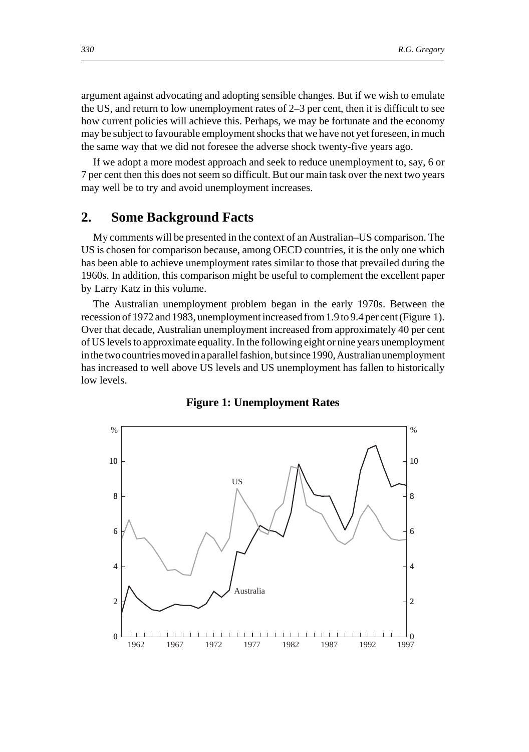argument against advocating and adopting sensible changes. But if we wish to emulate the US, and return to low unemployment rates of 2–3 per cent, then it is difficult to see how current policies will achieve this. Perhaps, we may be fortunate and the economy may be subject to favourable employment shocks that we have not yet foreseen, in much the same way that we did not foresee the adverse shock twenty-five years ago.

If we adopt a more modest approach and seek to reduce unemployment to, say, 6 or 7 per cent then this does not seem so difficult. But our main task over the next two years may well be to try and avoid unemployment increases.

## 2. Some Background Facts

My comments will be presented in the context of an Australian–US comparison. The US is chosen for comparison because, among OECD countries, it is the only one which has been able to achieve unemployment rates similar to those that prevailed during the 1960s. In addition, this comparison might be useful to complement the excellent paper by Larry Katz in this volume.

The Australian unemployment problem began in the early 1970s. Between the recession of 1972 and 1983, unemployment increased from 1.9 to 9.4 per cent (Figure 1). Over that decade, Australian unemployment increased from approximately 40 per cent of US levels to approximate equality. In the following eight or nine years unemployment in the two countries moved in a parallel fashion, but since 1990, Australian unemployment has increased to well above US levels and US unemployment has fallen to historically low levels.

**Figure 1: Unemployment Rates**

%

10
8
6
4
2
0

US

Australia

1962 1967 1972 1977 1982 1987 1992 1997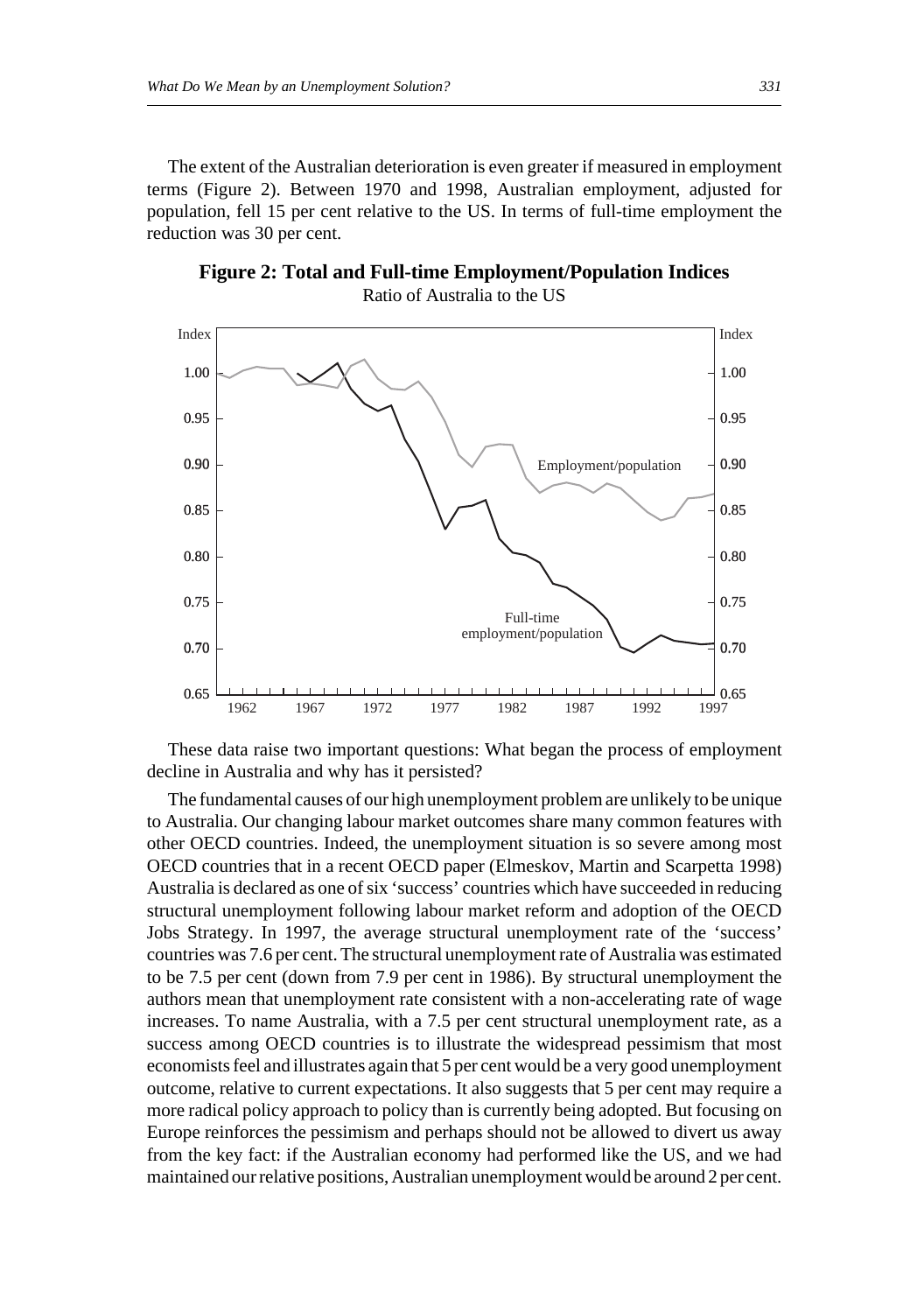The extent of the Australian deterioration is even greater if measured in employment terms (Figure 2). Between 1970 and 1998, Australian employment, adjusted for population, fell 15 per cent relative to the US. In terms of full-time employment the reduction was 30 per cent.

**Figure 2: Total and Full-time Employment/Population Indices**

Ratio of Australia to the US

Index

1.00
0.95
0.90
0.85
0.80
0.75
0.70
0.65

1962 1967 1972 1977 1982 1987 1992 1997

Employment/population

Full-time employment/population

These data raise two important questions: What began the process of employment decline in Australia and why has it persisted?

The fundamental causes of our high unemployment problem are unlikely to be unique to Australia. Our changing labour market outcomes share many common features with other OECD countries. Indeed, the unemployment situation is so severe among most OECD countries that in a recent OECD paper (Elmeskov, Martin and Scarpetta 1998) Australia is declared as one of six 'success' countries which have succeeded in reducing structural unemployment following labour market reform and adoption of the OECD Jobs Strategy. In 1997, the average structural unemployment rate of the 'success' countries was 7.6 per cent. The structural unemployment rate of Australia was estimated to be 7.5 per cent (down from 7.9 per cent in 1986). By structural unemployment the authors mean that unemployment rate consistent with a non-accelerating rate of wage increases. To name Australia, with a 7.5 per cent structural unemployment rate, as a success among OECD countries is to illustrate the widespread pessimism that most economists feel and illustrates again that 5 per cent would be a very good unemployment outcome, relative to current expectations. It also suggests that 5 per cent may require a more radical policy approach to policy than is currently being adopted. But focusing on Europe reinforces the pessimism and perhaps should not be allowed to divert us away from the key fact: if the Australian economy had performed like the US, and we had maintained our relative positions, Australian unemployment would be around 2 per cent.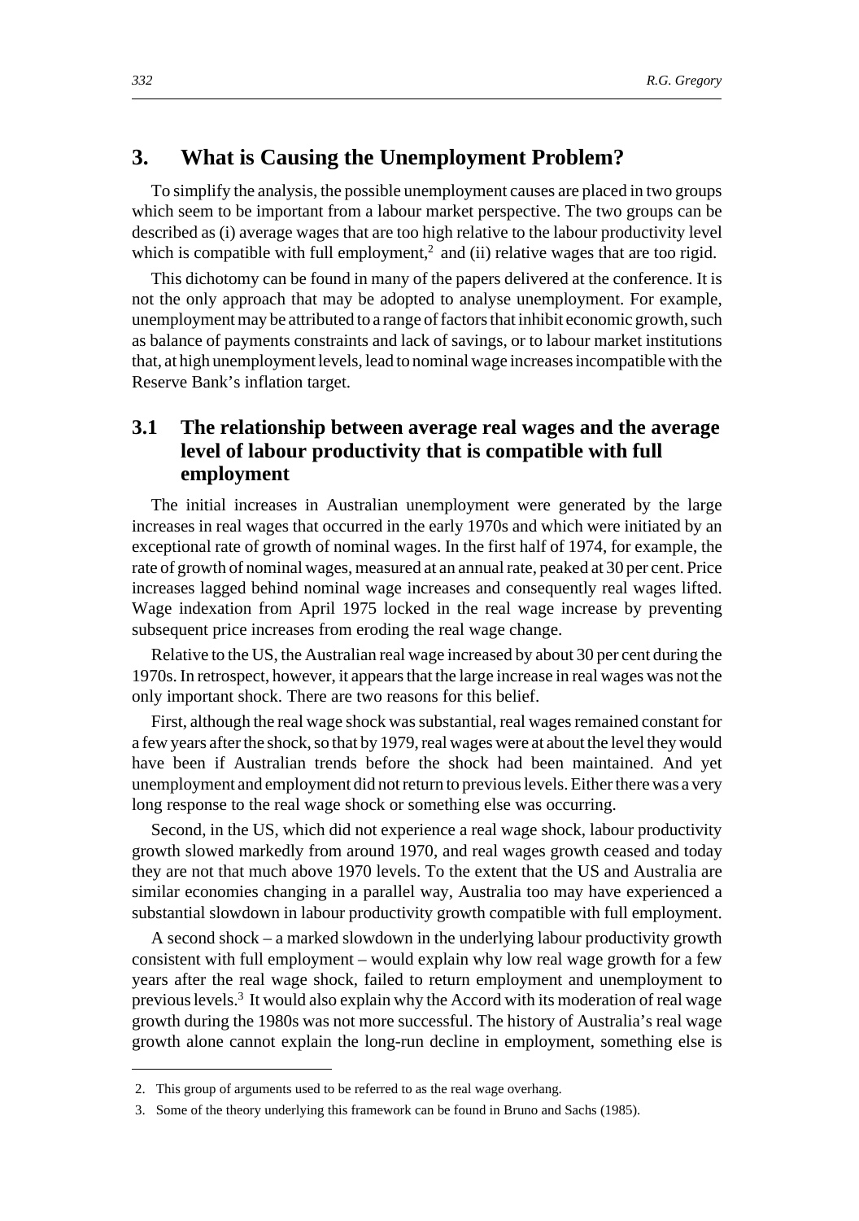## 3. What is Causing the Unemployment Problem?

To simplify the analysis, the possible unemployment causes are placed in two groups which seem to be important from a labour market perspective. The two groups can be described as (i) average wages that are too high relative to the labour productivity level which is compatible with full employment,[2] and (ii) relative wages that are too rigid.

This dichotomy can be found in many of the papers delivered at the conference. It is not the only approach that may be adopted to analyse unemployment. For example, unemployment may be attributed to a range of factors that inhibit economic growth, such as balance of payments constraints and lack of savings, or to labour market institutions that, at high unemployment levels, lead to nominal wage increases incompatible with the Reserve Bank's inflation target.

### 3.1 The relationship between average real wages and the average level of labour productivity that is compatible with full employment

The initial increases in Australian unemployment were generated by the large increases in real wages that occurred in the early 1970s and which were initiated by an exceptional rate of growth of nominal wages. In the first half of 1974, for example, the rate of growth of nominal wages, measured at an annual rate, peaked at 30 per cent. Price increases lagged behind nominal wage increases and consequently real wages lifted. Wage indexation from April 1975 locked in the real wage increase by preventing subsequent price increases from eroding the real wage change.

Relative to the US, the Australian real wage increased by about 30 per cent during the 1970s. In retrospect, however, it appears that the large increase in real wages was not the only important shock. There are two reasons for this belief.

First, although the real wage shock was substantial, real wages remained constant for a few years after the shock, so that by 1979, real wages were at about the level they would have been if Australian trends before the shock had been maintained. And yet unemployment and employment did not return to previous levels. Either there was a very long response to the real wage shock or something else was occurring.

Second, in the US, which did not experience a real wage shock, labour productivity growth slowed markedly from around 1970, and real wages growth ceased and today they are not that much above 1970 levels. To the extent that the US and Australia are similar economies changing in a parallel way, Australia too may have experienced a substantial slowdown in labour productivity growth compatible with full employment.

A second shock – a marked slowdown in the underlying labour productivity growth consistent with full employment – would explain why low real wage growth for a few years after the real wage shock, failed to return employment and unemployment to previous levels.[3] It would also explain why the Accord with its moderation of real wage growth during the 1980s was not more successful. The history of Australia's real wage growth alone cannot explain the long-run decline in employment, something else is

2. This group of arguments used to be referred to as the real wage overhang.

3. Some of the theory underlying this framework can be found in Bruno and Sachs (1985).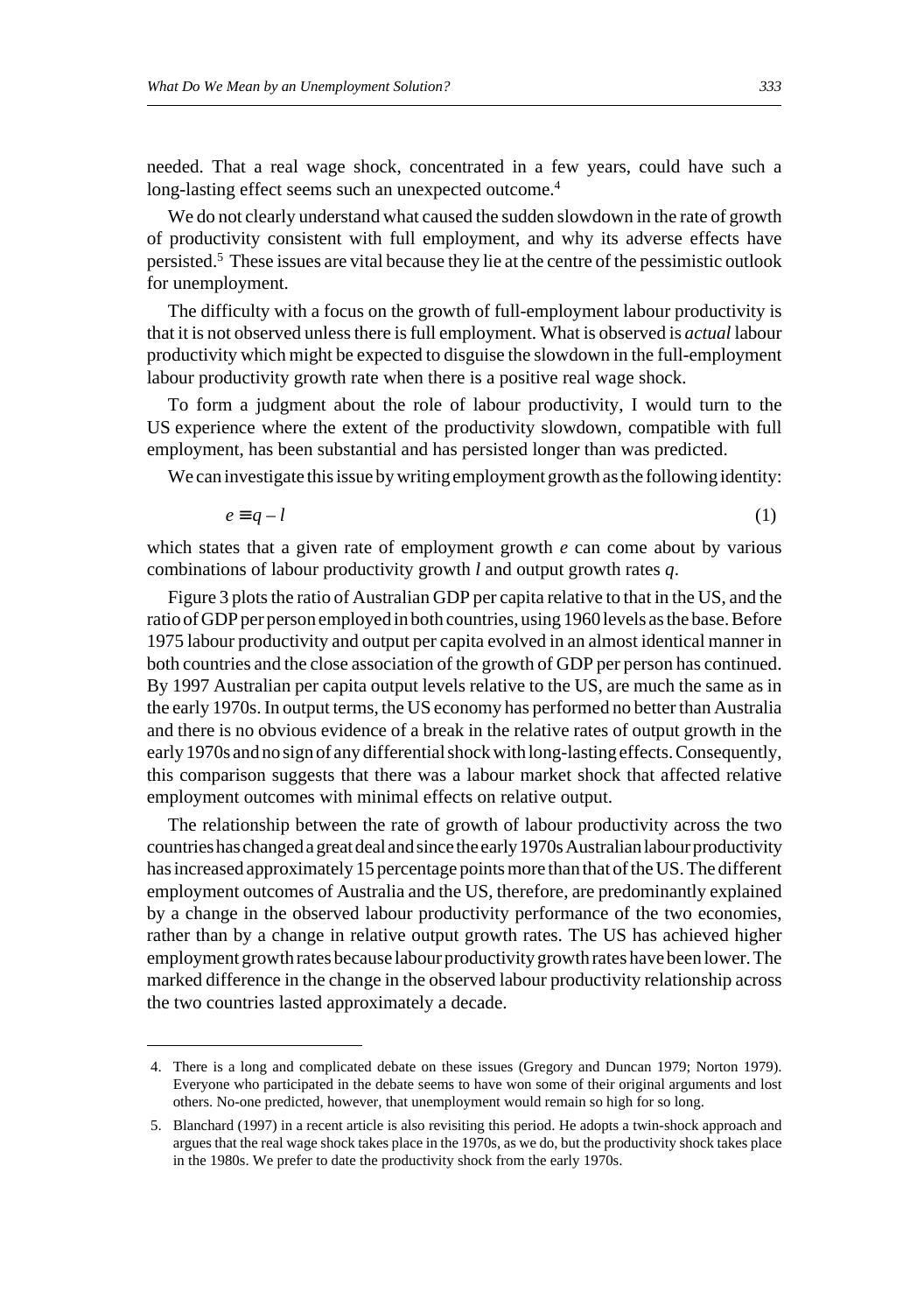needed. That a real wage shock, concentrated in a few years, could have such a long-lasting effect seems such an unexpected outcome.[4]

We do not clearly understand what caused the sudden slowdown in the rate of growth of productivity consistent with full employment, and why its adverse effects have persisted.[5] These issues are vital because they lie at the centre of the pessimistic outlook for unemployment.

The difficulty with a focus on the growth of full-employment labour productivity is that it is not observed unless there is full employment. What is observed is *actual* labour productivity which might be expected to disguise the slowdown in the full-employment labour productivity growth rate when there is a positive real wage shock.

To form a judgment about the role of labour productivity, I would turn to the US experience where the extent of the productivity slowdown, compatible with full employment, has been substantial and has persisted longer than was predicted.

We can investigate this issue by writing employment growth as the following identity:

$$e \equiv q - l \tag{1}$$

which states that a given rate of employment growth $e$ can come about by various combinations of labour productivity growth $l$ and output growth rates $q$.

Figure 3 plots the ratio of Australian GDP per capita relative to that in the US, and the ratio of GDP per person employed in both countries, using 1960 levels as the base. Before 1975 labour productivity and output per capita evolved in an almost identical manner in both countries and the close association of the growth of GDP per person has continued. By 1997 Australian per capita output levels relative to the US, are much the same as in the early 1970s. In output terms, the US economy has performed no better than Australia and there is no obvious evidence of a break in the relative rates of output growth in the early 1970s and no sign of any differential shock with long-lasting effects. Consequently, this comparison suggests that there was a labour market shock that affected relative employment outcomes with minimal effects on relative output.

The relationship between the rate of growth of labour productivity across the two countries has changed a great deal and since the early 1970s Australian labour productivity has increased approximately 15 percentage points more than that of the US. The different employment outcomes of Australia and the US, therefore, are predominantly explained by a change in the observed labour productivity performance of the two economies, rather than by a change in relative output growth rates. The US has achieved higher employment growth rates because labour productivity growth rates have been lower. The marked difference in the change in the observed labour productivity relationship across the two countries lasted approximately a decade.

4. There is a long and complicated debate on these issues (Gregory and Duncan 1979; Norton 1979). Everyone who participated in the debate seems to have won some of their original arguments and lost others. No-one predicted, however, that unemployment would remain so high for so long.

5. Blanchard (1997) in a recent article is also revisiting this period. He adopts a twin-shock approach and argues that the real wage shock takes place in the 1970s, as we do, but the productivity shock takes place in the 1980s. We prefer to date the productivity shock from the early 1970s.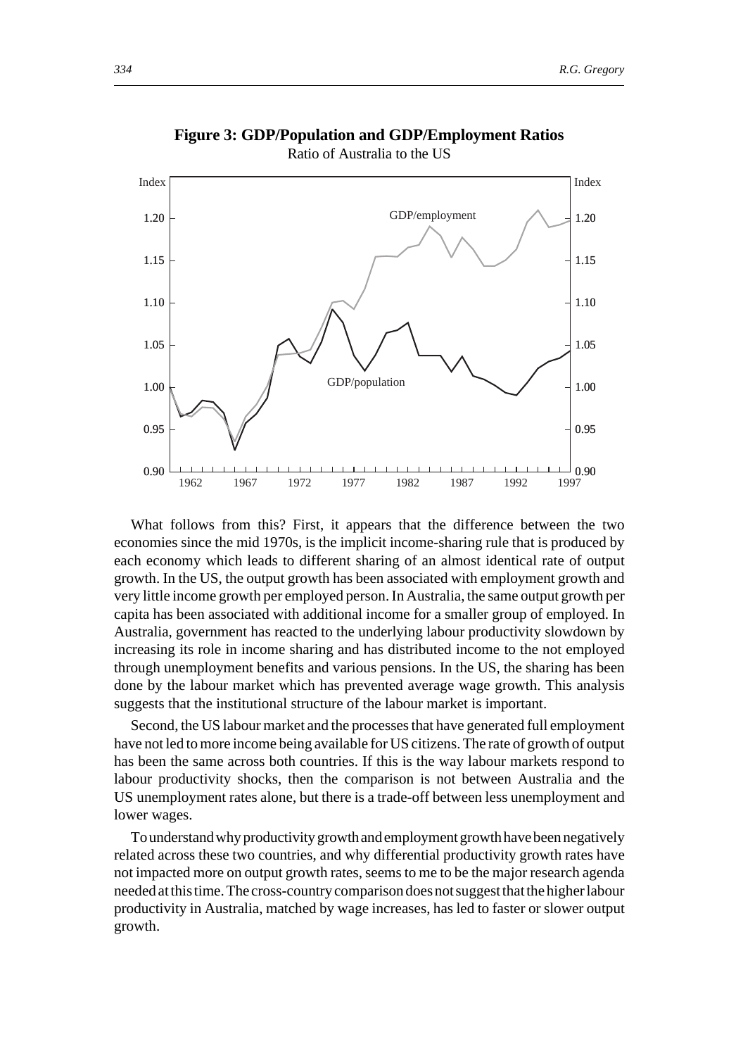**Figure 3: GDP/Population and GDP/Employment Ratios**

Ratio of Australia to the US

What follows from this? First, it appears that the difference between the two economies since the mid 1970s, is the implicit income-sharing rule that is produced by each economy which leads to different sharing of an almost identical rate of output growth. In the US, the output growth has been associated with employment growth and very little income growth per employed person. In Australia, the same output growth per capita has been associated with additional income for a smaller group of employed. In Australia, government has reacted to the underlying labour productivity slowdown by increasing its role in income sharing and has distributed income to the not employed through unemployment benefits and various pensions. In the US, the sharing has been done by the labour market which has prevented average wage growth. This analysis suggests that the institutional structure of the labour market is important.

Second, the US labour market and the processes that have generated full employment have not led to more income being available for US citizens. The rate of growth of output has been the same across both countries. If this is the way labour markets respond to labour productivity shocks, then the comparison is not between Australia and the US unemployment rates alone, but there is a trade-off between less unemployment and lower wages.

To understand why productivity growth and employment growth have been negatively related across these two countries, and why differential productivity growth rates have not impacted more on output growth rates, seems to me to be the major research agenda needed at this time. The cross-country comparison does not suggest that the higher labour productivity in Australia, matched by wage increases, has led to faster or slower output growth.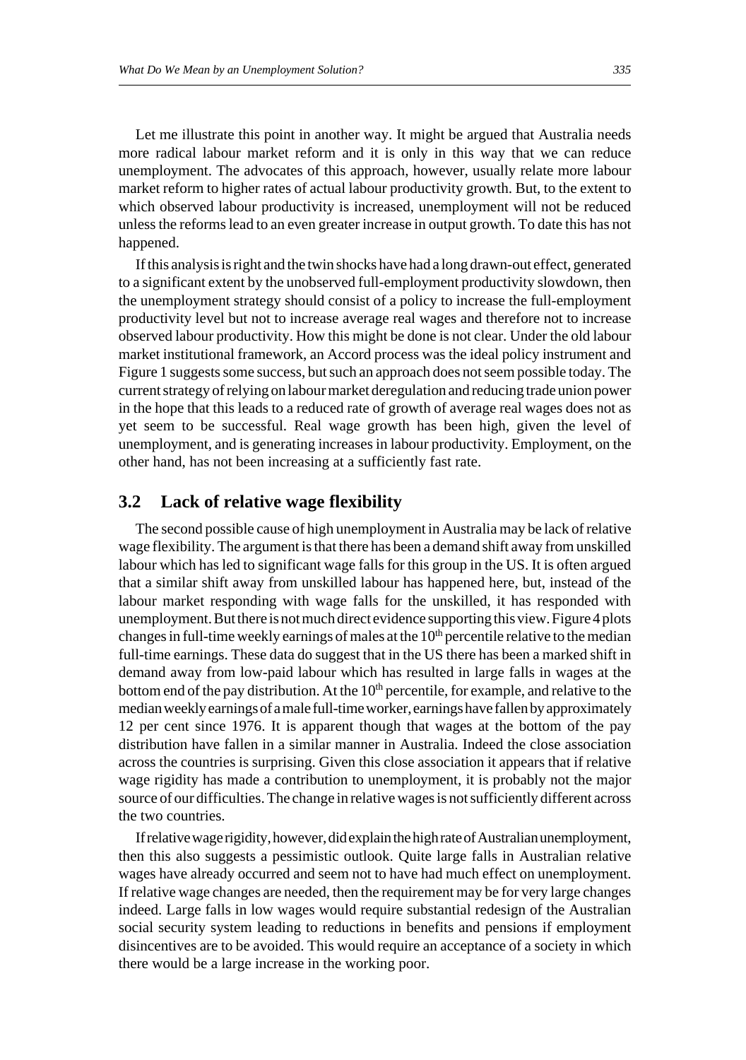Let me illustrate this point in another way. It might be argued that Australia needs more radical labour market reform and it is only in this way that we can reduce unemployment. The advocates of this approach, however, usually relate more labour market reform to higher rates of actual labour productivity growth. But, to the extent to which observed labour productivity is increased, unemployment will not be reduced unless the reforms lead to an even greater increase in output growth. To date this has not happened.

If this analysis is right and the twin shocks have had a long drawn-out effect, generated to a significant extent by the unobserved full-employment productivity slowdown, then the unemployment strategy should consist of a policy to increase the full-employment productivity level but not to increase average real wages and therefore not to increase observed labour productivity. How this might be done is not clear. Under the old labour market institutional framework, an Accord process was the ideal policy instrument and Figure 1 suggests some success, but such an approach does not seem possible today. The current strategy of relying on labour market deregulation and reducing trade union power in the hope that this leads to a reduced rate of growth of average real wages does not as yet seem to be successful. Real wage growth has been high, given the level of unemployment, and is generating increases in labour productivity. Employment, on the other hand, has not been increasing at a sufficiently fast rate.

## 3.2 Lack of relative wage flexibility

The second possible cause of high unemployment in Australia may be lack of relative wage flexibility. The argument is that there has been a demand shift away from unskilled labour which has led to significant wage falls for this group in the US. It is often argued that a similar shift away from unskilled labour has happened here, but, instead of the labour market responding with wage falls for the unskilled, it has responded with unemployment. But there is not much direct evidence supporting this view. Figure 4 plots changes in full-time weekly earnings of males at the 10th percentile relative to the median full-time earnings. These data do suggest that in the US there has been a marked shift in demand away from low-paid labour which has resulted in large falls in wages at the bottom end of the pay distribution. At the 10th percentile, for example, and relative to the median weekly earnings of a male full-time worker, earnings have fallen by approximately 12 per cent since 1976. It is apparent though that wages at the bottom of the pay distribution have fallen in a similar manner in Australia. Indeed the close association across the countries is surprising. Given this close association it appears that if relative wage rigidity has made a contribution to unemployment, it is probably not the major source of our difficulties. The change in relative wages is not sufficiently different across the two countries.

If relative wage rigidity, however, did explain the high rate of Australian unemployment, then this also suggests a pessimistic outlook. Quite large falls in Australian relative wages have already occurred and seem not to have had much effect on unemployment. If relative wage changes are needed, then the requirement may be for very large changes indeed. Large falls in low wages would require substantial redesign of the Australian social security system leading to reductions in benefits and pensions if employment disincentives are to be avoided. This would require an acceptance of a society in which there would be a large increase in the working poor.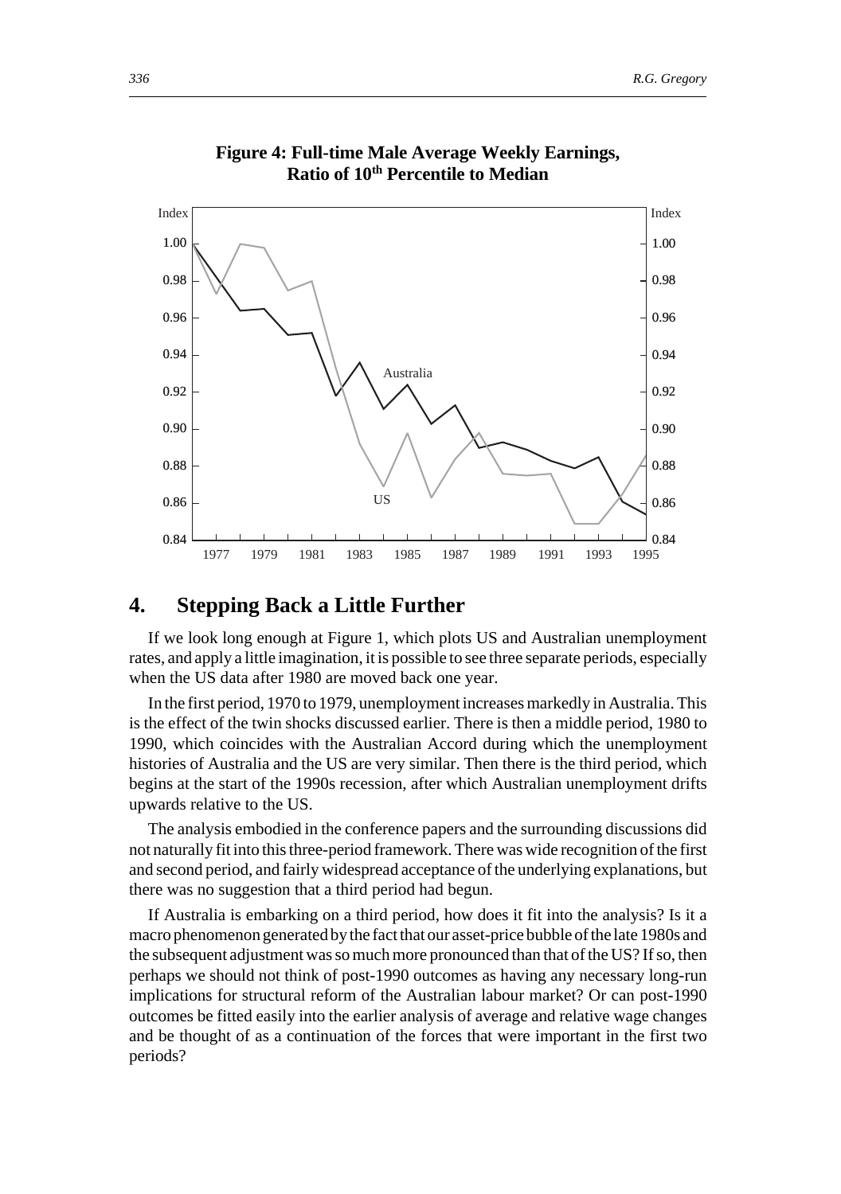**Figure 4: Full-time Male Average Weekly Earnings, Ratio of 10th Percentile to Median**

Index

1.00
0.98
0.96
0.94
0.92
0.90
0.88
0.86
0.84

Australia

US

1977 1979 1981 1983 1985 1987 1989 1991 1993 1995

## 4. Stepping Back a Little Further

If we look long enough at Figure 1, which plots US and Australian unemployment rates, and apply a little imagination, it is possible to see three separate periods, especially when the US data after 1980 are moved back one year.

In the first period, 1970 to 1979, unemployment increases markedly in Australia. This is the effect of the twin shocks discussed earlier. There is then a middle period, 1980 to 1990, which coincides with the Australian Accord during which the unemployment histories of Australia and the US are very similar. Then there is the third period, which begins at the start of the 1990s recession, after which Australian unemployment drifts upwards relative to the US.

The analysis embodied in the conference papers and the surrounding discussions did not naturally fit into this three-period framework. There was wide recognition of the first and second period, and fairly widespread acceptance of the underlying explanations, but there was no suggestion that a third period had begun.

If Australia is embarking on a third period, how does it fit into the analysis? Is it a macro phenomenon generated by the fact that our asset-price bubble of the late 1980s and the subsequent adjustment was so much more pronounced than that of the US? If so, then perhaps we should not think of post-1990 outcomes as having any necessary long-run implications for structural reform of the Australian labour market? Or can post-1990 outcomes be fitted easily into the earlier analysis of average and relative wage changes and be thought of as a continuation of the forces that were important in the first two periods?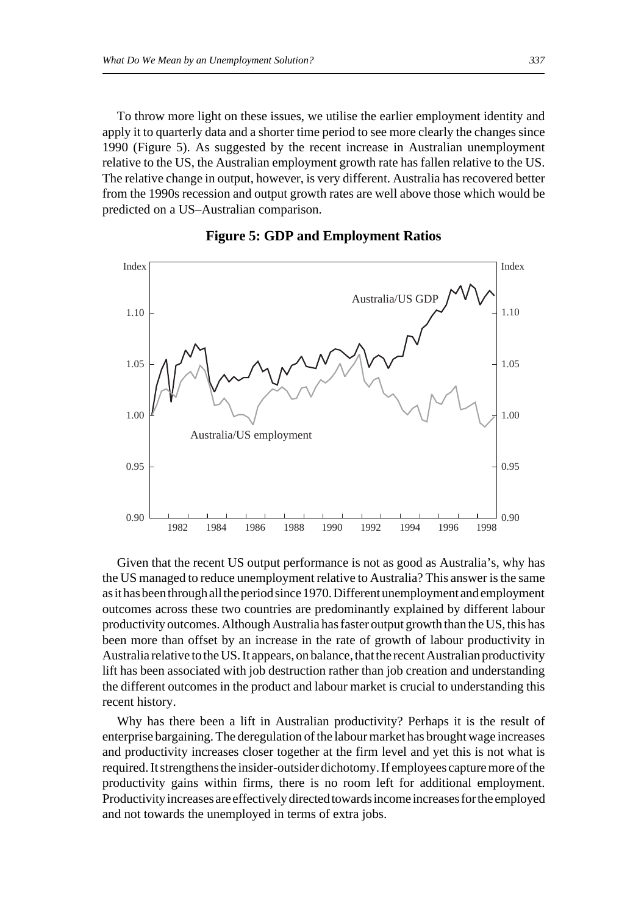To throw more light on these issues, we utilise the earlier employment identity and apply it to quarterly data and a shorter time period to see more clearly the changes since 1990 (Figure 5). As suggested by the recent increase in Australian unemployment relative to the US, the Australian employment growth rate has fallen relative to the US. The relative change in output, however, is very different. Australia has recovered better from the 1990s recession and output growth rates are well above those which would be predicted on a US–Australian comparison.

**Figure 5: GDP and Employment Ratios**

Index

Index

Australia/US GDP

Australia/US employment

1.10

1.05

1.00

0.95

0.90

1982 1984 1986 1988 1990 1992 1994 1996 1998

Given that the recent US output performance is not as good as Australia's, why has the US managed to reduce unemployment relative to Australia? This answer is the same as it has been through all the period since 1970. Different unemployment and employment outcomes across these two countries are predominantly explained by different labour productivity outcomes. Although Australia has faster output growth than the US, this has been more than offset by an increase in the rate of growth of labour productivity in Australia relative to the US. It appears, on balance, that the recent Australian productivity lift has been associated with job destruction rather than job creation and understanding the different outcomes in the product and labour market is crucial to understanding this recent history.

Why has there been a lift in Australian productivity? Perhaps it is the result of enterprise bargaining. The deregulation of the labour market has brought wage increases and productivity increases closer together at the firm level and yet this is not what is required. It strengthens the insider-outsider dichotomy. If employees capture more of the productivity gains within firms, there is no room left for additional employment. Productivity increases are effectively directed towards income increases for the employed and not towards the unemployed in terms of extra jobs.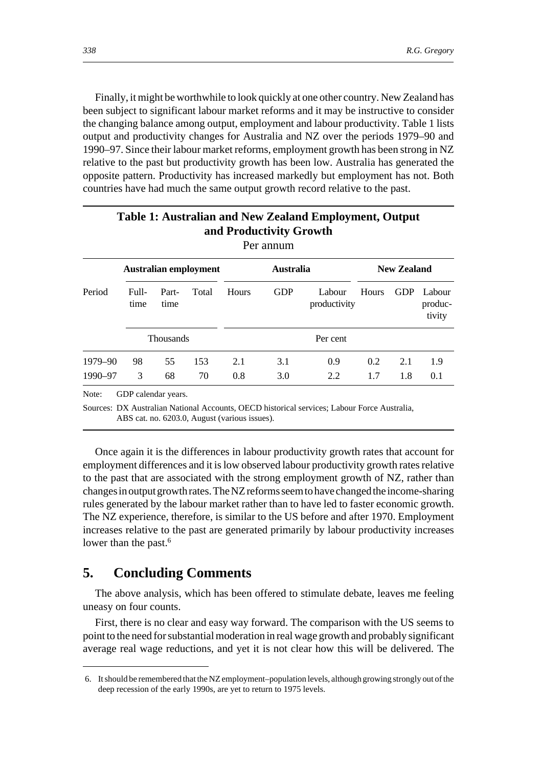Finally, it might be worthwhile to look quickly at one other country. New Zealand has been subject to significant labour market reforms and it may be instructive to consider the changing balance among output, employment and labour productivity. Table 1 lists output and productivity changes for Australia and NZ over the periods 1979–90 and 1990–97. Since their labour market reforms, employment growth has been strong in NZ relative to the past but productivity growth has been low. Australia has generated the opposite pattern. Productivity has increased markedly but employment has not. Both countries have had much the same output growth record relative to the past.

**Table 1: Australian and New Zealand Employment, Output and Productivity Growth**

Per annum

| Period | Australian employment | | | Australia | | | New Zealand | | |
|---|---|---|---|---|---|---|---|---|---|
| | Full-time | Part-time | Total | Hours | GDP | Labour productivity | Hours | GDP | Labour productivity |
| | Thousands | | | Per cent | | | | | |
| 1979–90 | 98 | 55 | 153 | 2.1 | 3.1 | 0.9 | 0.2 | 2.1 | 1.9 |
| 1990–97 | 3 | 68 | 70 | 0.8 | 3.0 | 2.2 | 1.7 | 1.8 | 0.1 |

Note: GDP calendar years.

Sources: DX Australian National Accounts, OECD historical services; Labour Force Australia, ABS cat. no. 6203.0, August (various issues).

Once again it is the differences in labour productivity growth rates that account for employment differences and it is low observed labour productivity growth rates relative to the past that are associated with the strong employment growth of NZ, rather than changes in output growth rates. The NZ reforms seem to have changed the income-sharing rules generated by the labour market rather than to have led to faster economic growth. The NZ experience, therefore, is similar to the US before and after 1970. Employment increases relative to the past are generated primarily by labour productivity increases lower than the past.[6]

## 5. Concluding Comments

The above analysis, which has been offered to stimulate debate, leaves me feeling uneasy on four counts.

First, there is no clear and easy way forward. The comparison with the US seems to point to the need for substantial moderation in real wage growth and probably significant average real wage reductions, and yet it is not clear how this will be delivered. The

6. It should be remembered that the NZ employment–population levels, although growing strongly out of the deep recession of the early 1990s, are yet to return to 1975 levels.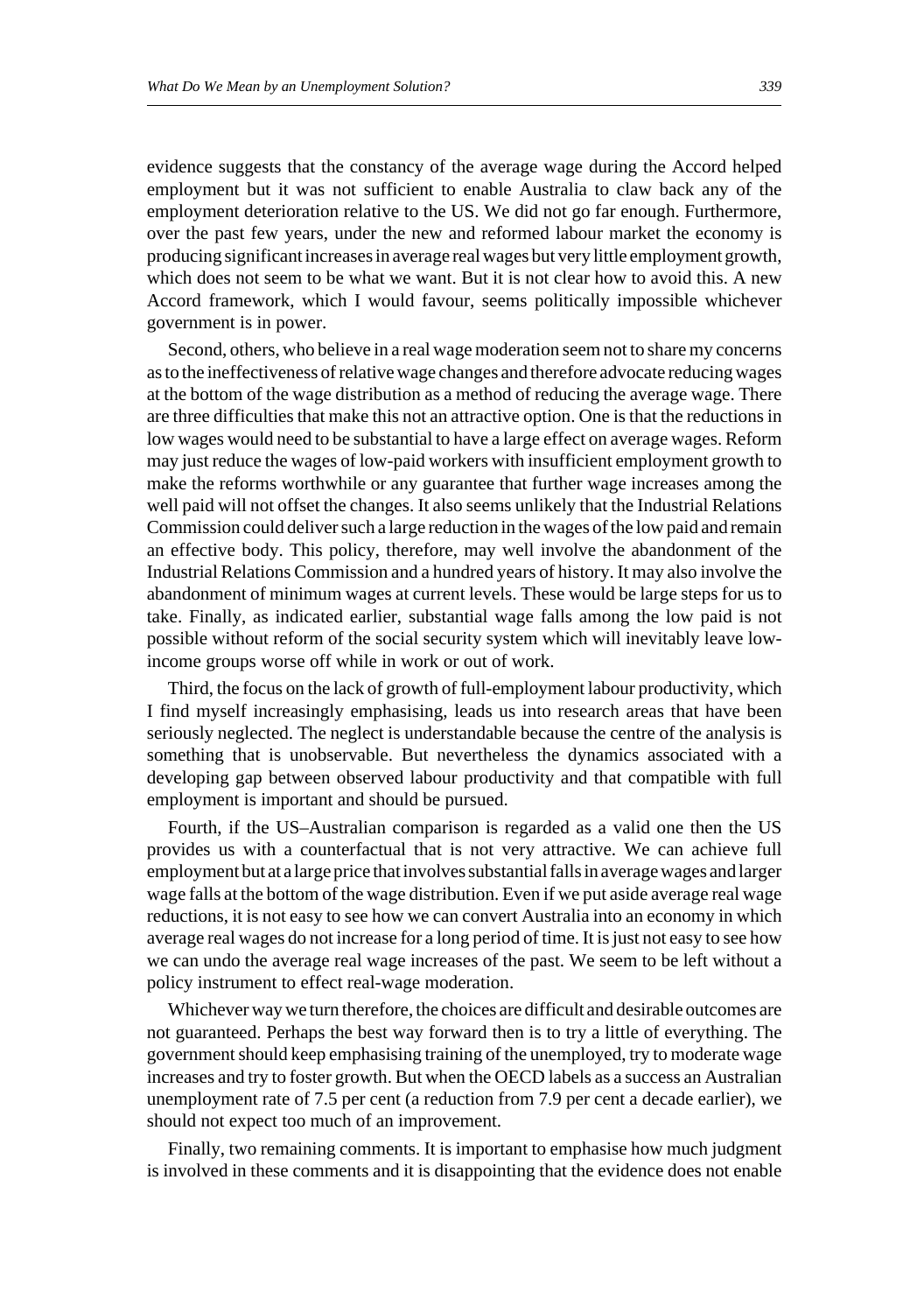evidence suggests that the constancy of the average wage during the Accord helped employment but it was not sufficient to enable Australia to claw back any of the employment deterioration relative to the US. We did not go far enough. Furthermore, over the past few years, under the new and reformed labour market the economy is producing significant increases in average real wages but very little employment growth, which does not seem to be what we want. But it is not clear how to avoid this. A new Accord framework, which I would favour, seems politically impossible whichever government is in power.

Second, others, who believe in a real wage moderation seem not to share my concerns as to the ineffectiveness of relative wage changes and therefore advocate reducing wages at the bottom of the wage distribution as a method of reducing the average wage. There are three difficulties that make this not an attractive option. One is that the reductions in low wages would need to be substantial to have a large effect on average wages. Reform may just reduce the wages of low-paid workers with insufficient employment growth to make the reforms worthwhile or any guarantee that further wage increases among the well paid will not offset the changes. It also seems unlikely that the Industrial Relations Commission could deliver such a large reduction in the wages of the low paid and remain an effective body. This policy, therefore, may well involve the abandonment of the Industrial Relations Commission and a hundred years of history. It may also involve the abandonment of minimum wages at current levels. These would be large steps for us to take. Finally, as indicated earlier, substantial wage falls among the low paid is not possible without reform of the social security system which will inevitably leave low-income groups worse off while in work or out of work.

Third, the focus on the lack of growth of full-employment labour productivity, which I find myself increasingly emphasising, leads us into research areas that have been seriously neglected. The neglect is understandable because the centre of the analysis is something that is unobservable. But nevertheless the dynamics associated with a developing gap between observed labour productivity and that compatible with full employment is important and should be pursued.

Fourth, if the US–Australian comparison is regarded as a valid one then the US provides us with a counterfactual that is not very attractive. We can achieve full employment but at a large price that involves substantial falls in average wages and larger wage falls at the bottom of the wage distribution. Even if we put aside average real wage reductions, it is not easy to see how we can convert Australia into an economy in which average real wages do not increase for a long period of time. It is just not easy to see how we can undo the average real wage increases of the past. We seem to be left without a policy instrument to effect real-wage moderation.

Whichever way we turn therefore, the choices are difficult and desirable outcomes are not guaranteed. Perhaps the best way forward then is to try a little of everything. The government should keep emphasising training of the unemployed, try to moderate wage increases and try to foster growth. But when the OECD labels as a success an Australian unemployment rate of 7.5 per cent (a reduction from 7.9 per cent a decade earlier), we should not expect too much of an improvement.

Finally, two remaining comments. It is important to emphasise how much judgment is involved in these comments and it is disappointing that the evidence does not enable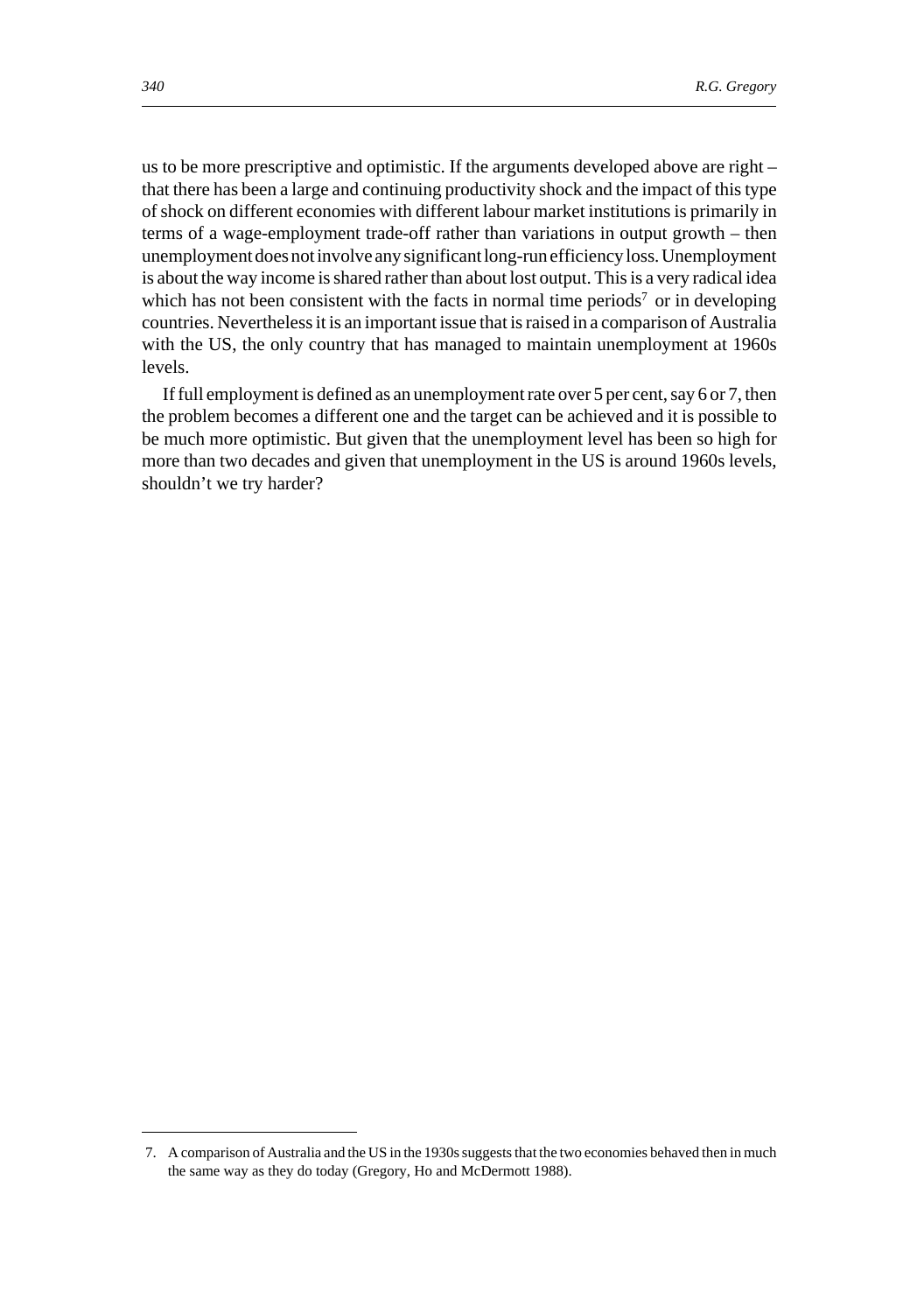us to be more prescriptive and optimistic. If the arguments developed above are right – that there has been a large and continuing productivity shock and the impact of this type of shock on different economies with different labour market institutions is primarily in terms of a wage-employment trade-off rather than variations in output growth – then unemployment does not involve any significant long-run efficiency loss. Unemployment is about the way income is shared rather than about lost output. This is a very radical idea which has not been consistent with the facts in normal time periods[7] or in developing countries. Nevertheless it is an important issue that is raised in a comparison of Australia with the US, the only country that has managed to maintain unemployment at 1960s levels.

If full employment is defined as an unemployment rate over 5 per cent, say 6 or 7, then the problem becomes a different one and the target can be achieved and it is possible to be much more optimistic. But given that the unemployment level has been so high for more than two decades and given that unemployment in the US is around 1960s levels, shouldn't we try harder?

---

7. A comparison of Australia and the US in the 1930s suggests that the two economies behaved then in much the same way as they do today (Gregory, Ho and McDermott 1988).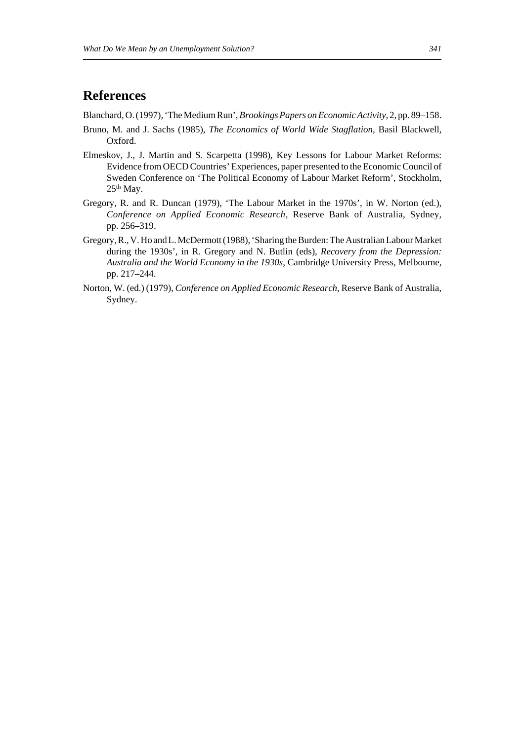## References

Blanchard, O. (1997), 'The Medium Run', *Brookings Papers on Economic Activity*, 2, pp. 89–158.

Bruno, M. and J. Sachs (1985), *The Economics of World Wide Stagflation*, Basil Blackwell, Oxford.

Elmeskov, J., J. Martin and S. Scarpetta (1998), Key Lessons for Labour Market Reforms: Evidence from OECD Countries' Experiences, paper presented to the Economic Council of Sweden Conference on 'The Political Economy of Labour Market Reform', Stockholm, 25th May.

Gregory, R. and R. Duncan (1979), 'The Labour Market in the 1970s', in W. Norton (ed.), *Conference on Applied Economic Research*, Reserve Bank of Australia, Sydney, pp. 256–319.

Gregory, R., V. Ho and L. McDermott (1988), 'Sharing the Burden: The Australian Labour Market during the 1930s', in R. Gregory and N. Butlin (eds), *Recovery from the Depression: Australia and the World Economy in the 1930s*, Cambridge University Press, Melbourne, pp. 217–244.

Norton, W. (ed.) (1979), *Conference on Applied Economic Research*, Reserve Bank of Australia, Sydney.